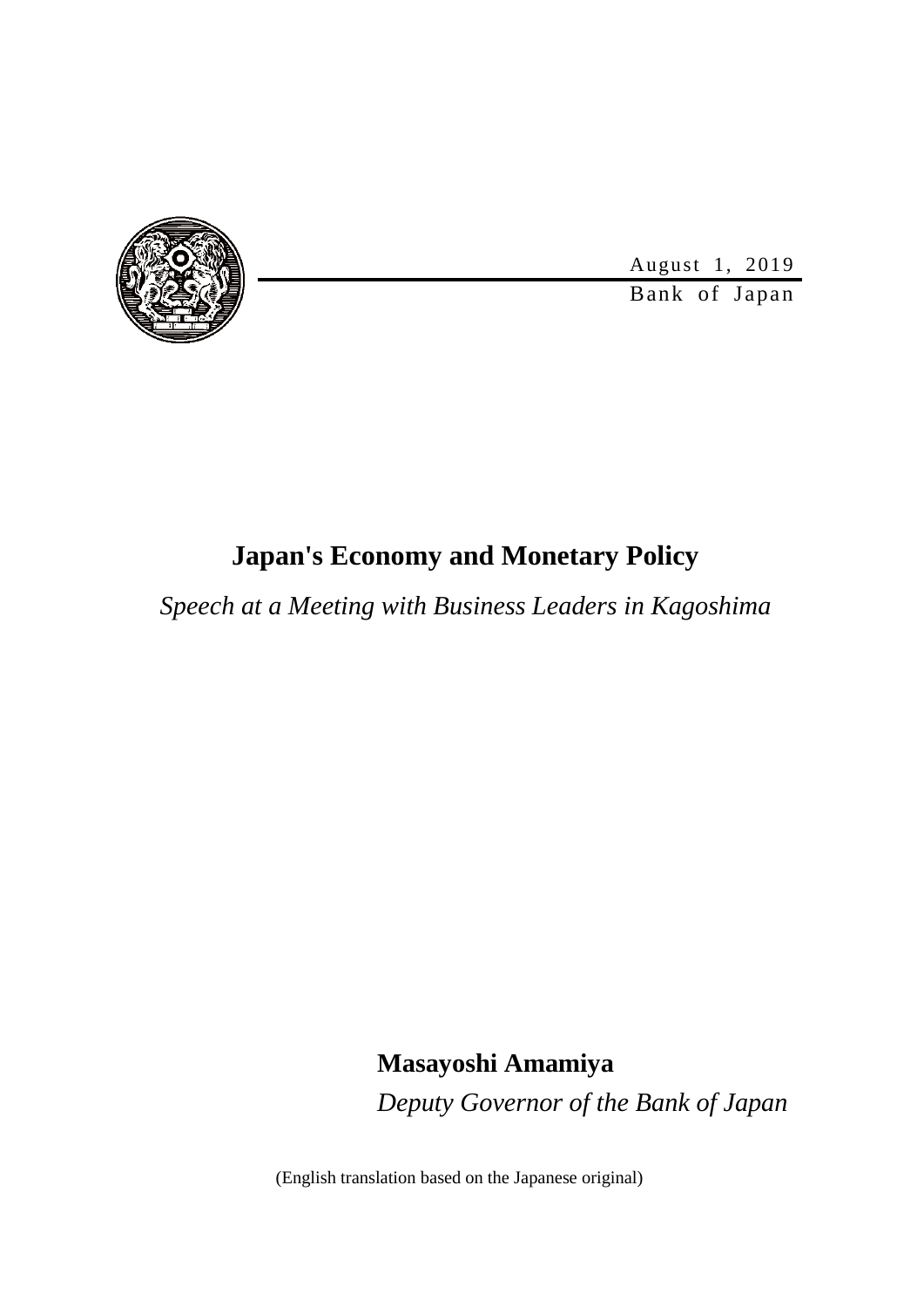August 1, 2019

Bank of Japan

# Japan's Economy and Monetary Policy

*Speech at a Meeting with Business Leaders in Kagoshima*

**Masayoshi Amamiya**

*Deputy Governor of the Bank of Japan*

(English translation based on the Japanese original)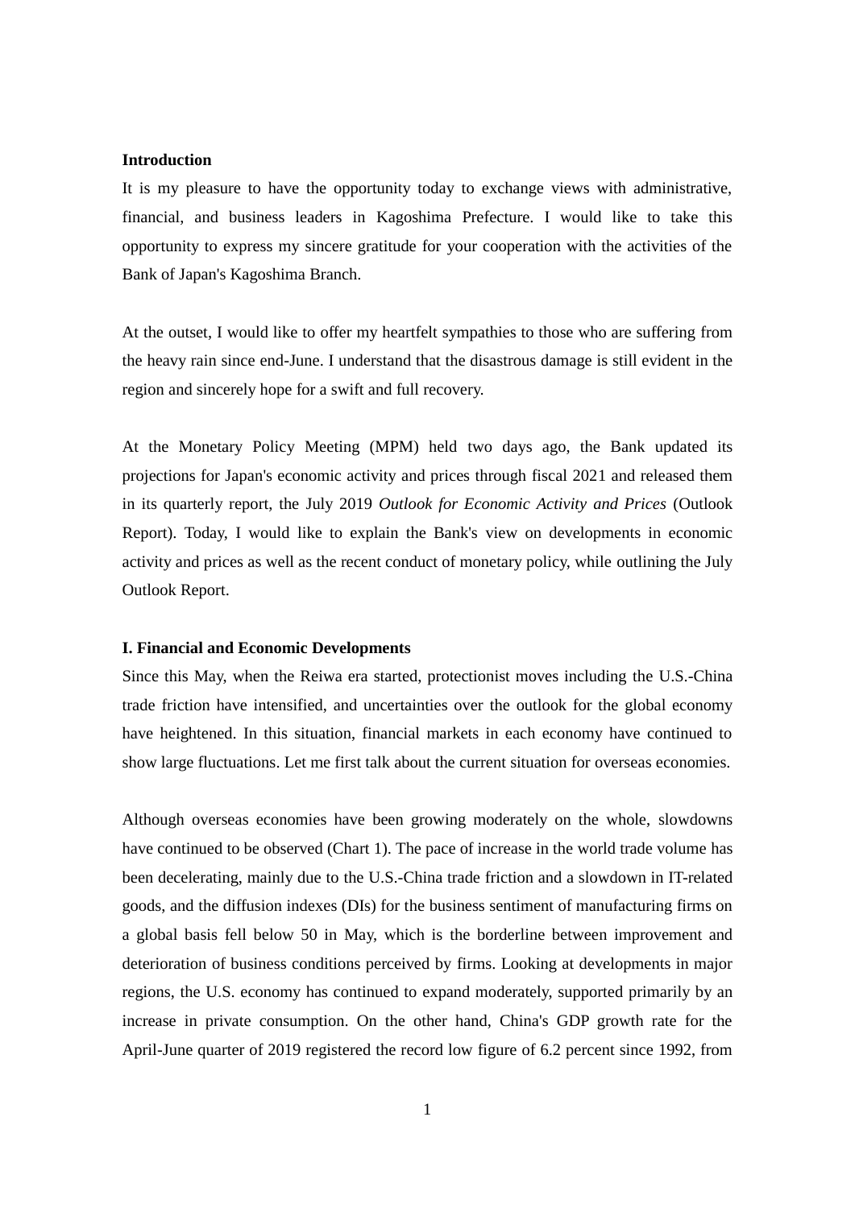**Introduction**

It is my pleasure to have the opportunity today to exchange views with administrative, financial, and business leaders in Kagoshima Prefecture. I would like to take this opportunity to express my sincere gratitude for your cooperation with the activities of the Bank of Japan's Kagoshima Branch.

At the outset, I would like to offer my heartfelt sympathies to those who are suffering from the heavy rain since end-June. I understand that the disastrous damage is still evident in the region and sincerely hope for a swift and full recovery.

At the Monetary Policy Meeting (MPM) held two days ago, the Bank updated its projections for Japan's economic activity and prices through fiscal 2021 and released them in its quarterly report, the July 2019 *Outlook for Economic Activity and Prices* (Outlook Report). Today, I would like to explain the Bank's view on developments in economic activity and prices as well as the recent conduct of monetary policy, while outlining the July Outlook Report.

**I. Financial and Economic Developments**

Since this May, when the Reiwa era started, protectionist moves including the U.S.-China trade friction have intensified, and uncertainties over the outlook for the global economy have heightened. In this situation, financial markets in each economy have continued to show large fluctuations. Let me first talk about the current situation for overseas economies.

Although overseas economies have been growing moderately on the whole, slowdowns have continued to be observed (Chart 1). The pace of increase in the world trade volume has been decelerating, mainly due to the U.S.-China trade friction and a slowdown in IT-related goods, and the diffusion indexes (DIs) for the business sentiment of manufacturing firms on a global basis fell below 50 in May, which is the borderline between improvement and deterioration of business conditions perceived by firms. Looking at developments in major regions, the U.S. economy has continued to expand moderately, supported primarily by an increase in private consumption. On the other hand, China's GDP growth rate for the April-June quarter of 2019 registered the record low figure of 6.2 percent since 1992, from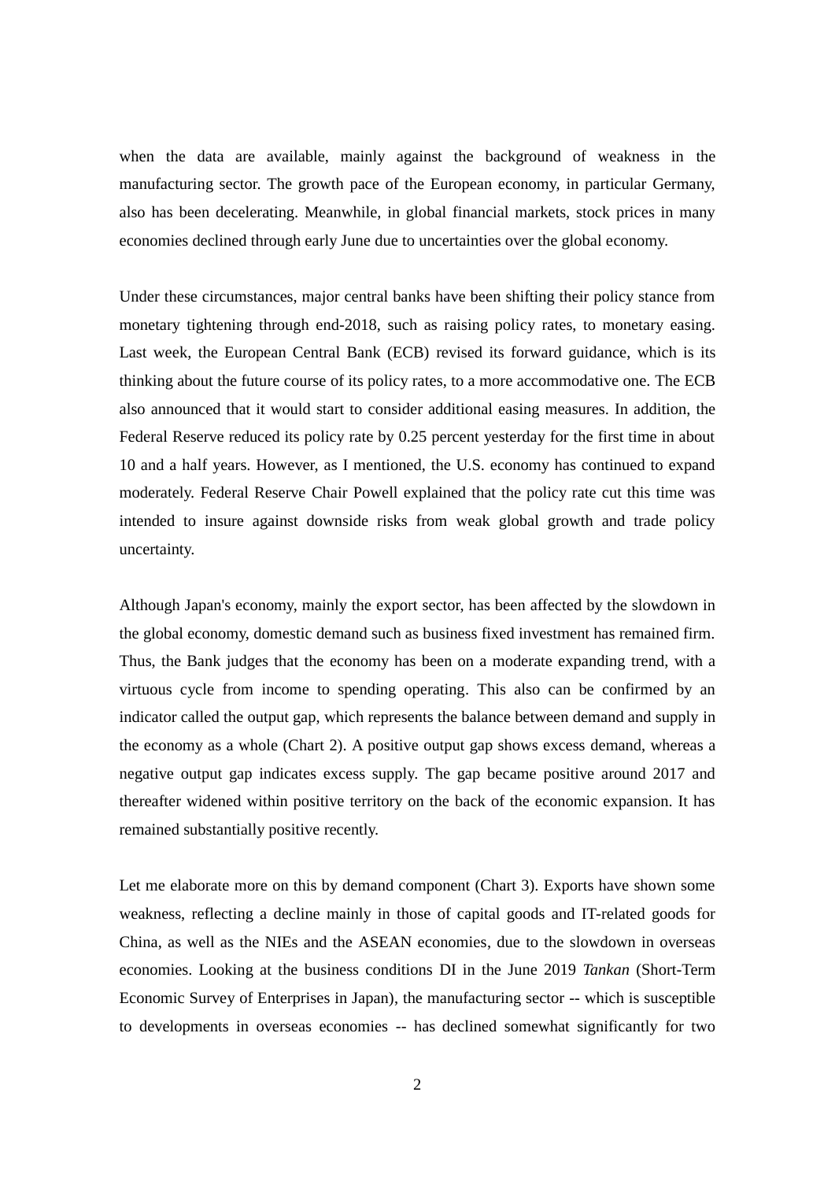when the data are available, mainly against the background of weakness in the manufacturing sector. The growth pace of the European economy, in particular Germany, also has been decelerating. Meanwhile, in global financial markets, stock prices in many economies declined through early June due to uncertainties over the global economy.

Under these circumstances, major central banks have been shifting their policy stance from monetary tightening through end-2018, such as raising policy rates, to monetary easing. Last week, the European Central Bank (ECB) revised its forward guidance, which is its thinking about the future course of its policy rates, to a more accommodative one. The ECB also announced that it would start to consider additional easing measures. In addition, the Federal Reserve reduced its policy rate by 0.25 percent yesterday for the first time in about 10 and a half years. However, as I mentioned, the U.S. economy has continued to expand moderately. Federal Reserve Chair Powell explained that the policy rate cut this time was intended to insure against downside risks from weak global growth and trade policy uncertainty.

Although Japan's economy, mainly the export sector, has been affected by the slowdown in the global economy, domestic demand such as business fixed investment has remained firm. Thus, the Bank judges that the economy has been on a moderate expanding trend, with a virtuous cycle from income to spending operating. This also can be confirmed by an indicator called the output gap, which represents the balance between demand and supply in the economy as a whole (Chart 2). A positive output gap shows excess demand, whereas a negative output gap indicates excess supply. The gap became positive around 2017 and thereafter widened within positive territory on the back of the economic expansion. It has remained substantially positive recently.

Let me elaborate more on this by demand component (Chart 3). Exports have shown some weakness, reflecting a decline mainly in those of capital goods and IT-related goods for China, as well as the NIEs and the ASEAN economies, due to the slowdown in overseas economies. Looking at the business conditions DI in the June 2019 *Tankan* (Short-Term Economic Survey of Enterprises in Japan), the manufacturing sector -- which is susceptible to developments in overseas economies -- has declined somewhat significantly for two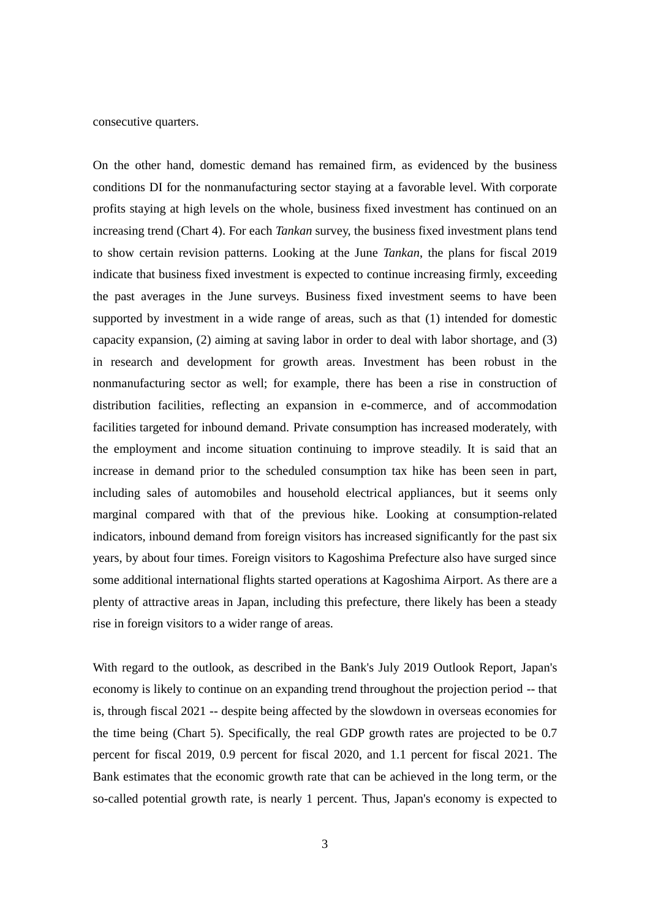consecutive quarters.

On the other hand, domestic demand has remained firm, as evidenced by the business conditions DI for the nonmanufacturing sector staying at a favorable level. With corporate profits staying at high levels on the whole, business fixed investment has continued on an increasing trend (Chart 4). For each *Tankan* survey, the business fixed investment plans tend to show certain revision patterns. Looking at the June *Tankan*, the plans for fiscal 2019 indicate that business fixed investment is expected to continue increasing firmly, exceeding the past averages in the June surveys. Business fixed investment seems to have been supported by investment in a wide range of areas, such as that (1) intended for domestic capacity expansion, (2) aiming at saving labor in order to deal with labor shortage, and (3) in research and development for growth areas. Investment has been robust in the nonmanufacturing sector as well; for example, there has been a rise in construction of distribution facilities, reflecting an expansion in e-commerce, and of accommodation facilities targeted for inbound demand. Private consumption has increased moderately, with the employment and income situation continuing to improve steadily. It is said that an increase in demand prior to the scheduled consumption tax hike has been seen in part, including sales of automobiles and household electrical appliances, but it seems only marginal compared with that of the previous hike. Looking at consumption-related indicators, inbound demand from foreign visitors has increased significantly for the past six years, by about four times. Foreign visitors to Kagoshima Prefecture also have surged since some additional international flights started operations at Kagoshima Airport. As there are a plenty of attractive areas in Japan, including this prefecture, there likely has been a steady rise in foreign visitors to a wider range of areas.

With regard to the outlook, as described in the Bank's July 2019 Outlook Report, Japan's economy is likely to continue on an expanding trend throughout the projection period -- that is, through fiscal 2021 -- despite being affected by the slowdown in overseas economies for the time being (Chart 5). Specifically, the real GDP growth rates are projected to be 0.7 percent for fiscal 2019, 0.9 percent for fiscal 2020, and 1.1 percent for fiscal 2021. The Bank estimates that the economic growth rate that can be achieved in the long term, or the so-called potential growth rate, is nearly 1 percent. Thus, Japan's economy is expected to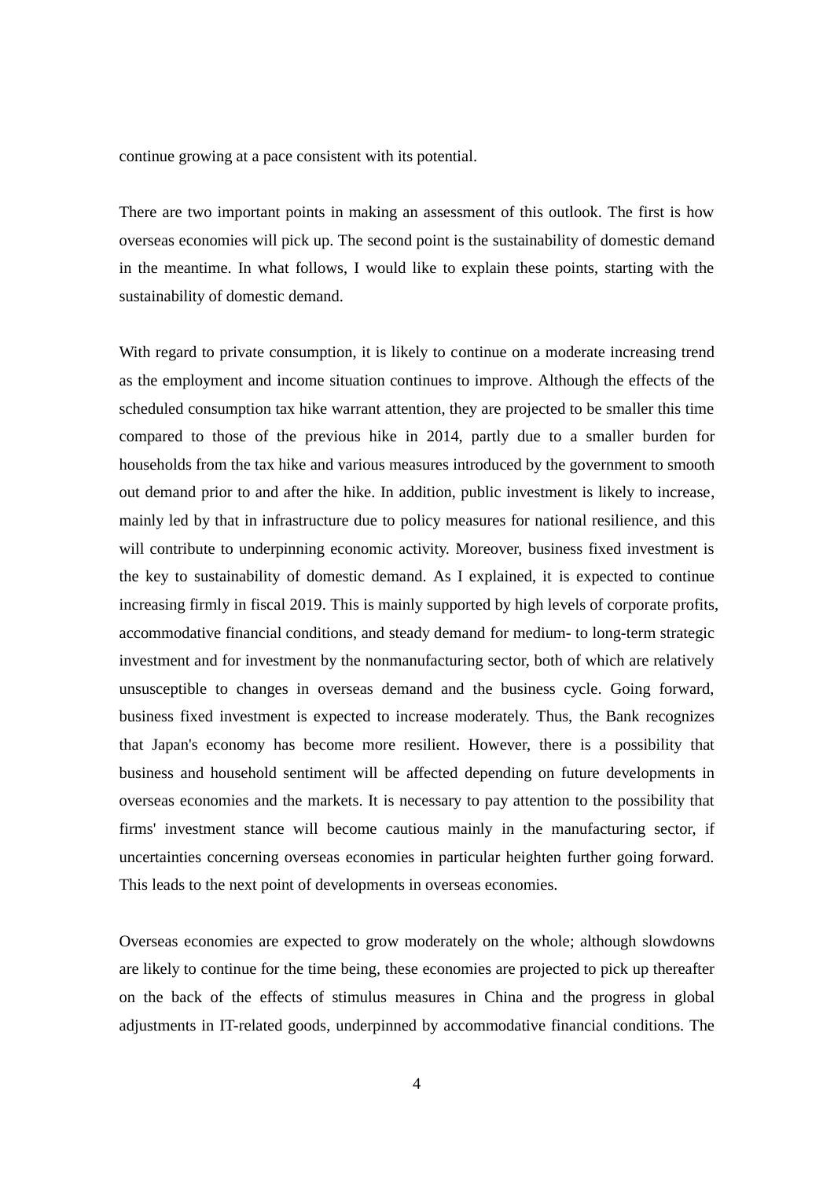continue growing at a pace consistent with its potential.

There are two important points in making an assessment of this outlook. The first is how overseas economies will pick up. The second point is the sustainability of domestic demand in the meantime. In what follows, I would like to explain these points, starting with the sustainability of domestic demand.

With regard to private consumption, it is likely to continue on a moderate increasing trend as the employment and income situation continues to improve. Although the effects of the scheduled consumption tax hike warrant attention, they are projected to be smaller this time compared to those of the previous hike in 2014, partly due to a smaller burden for households from the tax hike and various measures introduced by the government to smooth out demand prior to and after the hike. In addition, public investment is likely to increase, mainly led by that in infrastructure due to policy measures for national resilience, and this will contribute to underpinning economic activity. Moreover, business fixed investment is the key to sustainability of domestic demand. As I explained, it is expected to continue increasing firmly in fiscal 2019. This is mainly supported by high levels of corporate profits, accommodative financial conditions, and steady demand for medium- to long-term strategic investment and for investment by the nonmanufacturing sector, both of which are relatively unsusceptible to changes in overseas demand and the business cycle. Going forward, business fixed investment is expected to increase moderately. Thus, the Bank recognizes that Japan's economy has become more resilient. However, there is a possibility that business and household sentiment will be affected depending on future developments in overseas economies and the markets. It is necessary to pay attention to the possibility that firms' investment stance will become cautious mainly in the manufacturing sector, if uncertainties concerning overseas economies in particular heighten further going forward. This leads to the next point of developments in overseas economies.

Overseas economies are expected to grow moderately on the whole; although slowdowns are likely to continue for the time being, these economies are projected to pick up thereafter on the back of the effects of stimulus measures in China and the progress in global adjustments in IT-related goods, underpinned by accommodative financial conditions. The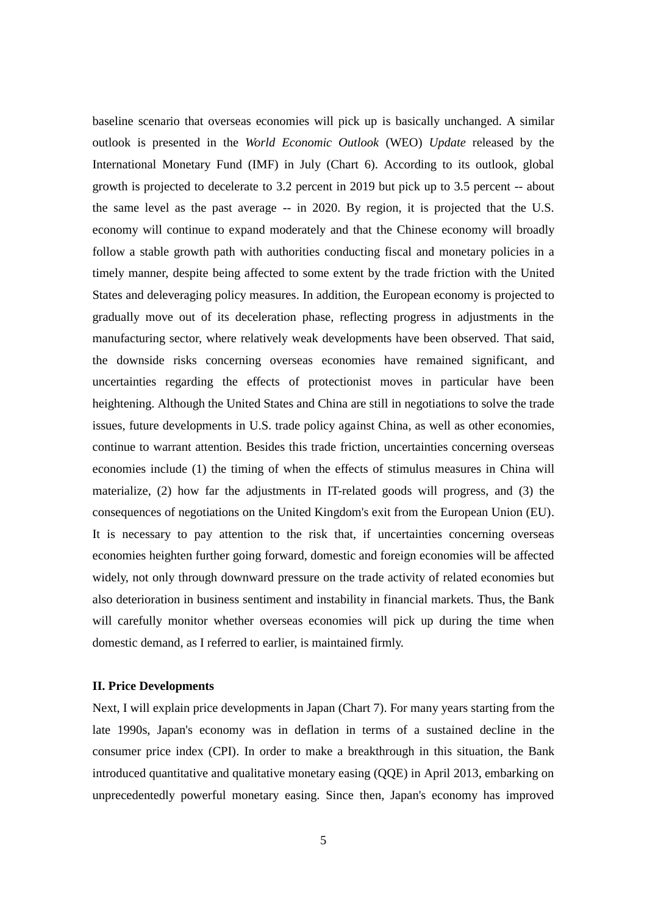baseline scenario that overseas economies will pick up is basically unchanged. A similar outlook is presented in the *World Economic Outlook* (WEO) *Update* released by the International Monetary Fund (IMF) in July (Chart 6). According to its outlook, global growth is projected to decelerate to 3.2 percent in 2019 but pick up to 3.5 percent -- about the same level as the past average -- in 2020. By region, it is projected that the U.S. economy will continue to expand moderately and that the Chinese economy will broadly follow a stable growth path with authorities conducting fiscal and monetary policies in a timely manner, despite being affected to some extent by the trade friction with the United States and deleveraging policy measures. In addition, the European economy is projected to gradually move out of its deceleration phase, reflecting progress in adjustments in the manufacturing sector, where relatively weak developments have been observed. That said, the downside risks concerning overseas economies have remained significant, and uncertainties regarding the effects of protectionist moves in particular have been heightening. Although the United States and China are still in negotiations to solve the trade issues, future developments in U.S. trade policy against China, as well as other economies, continue to warrant attention. Besides this trade friction, uncertainties concerning overseas economies include (1) the timing of when the effects of stimulus measures in China will materialize, (2) how far the adjustments in IT-related goods will progress, and (3) the consequences of negotiations on the United Kingdom's exit from the European Union (EU). It is necessary to pay attention to the risk that, if uncertainties concerning overseas economies heighten further going forward, domestic and foreign economies will be affected widely, not only through downward pressure on the trade activity of related economies but also deterioration in business sentiment and instability in financial markets. Thus, the Bank will carefully monitor whether overseas economies will pick up during the time when domestic demand, as I referred to earlier, is maintained firmly.

## II. Price Developments

Next, I will explain price developments in Japan (Chart 7). For many years starting from the late 1990s, Japan's economy was in deflation in terms of a sustained decline in the consumer price index (CPI). In order to make a breakthrough in this situation, the Bank introduced quantitative and qualitative monetary easing (QQE) in April 2013, embarking on unprecedentedly powerful monetary easing. Since then, Japan's economy has improved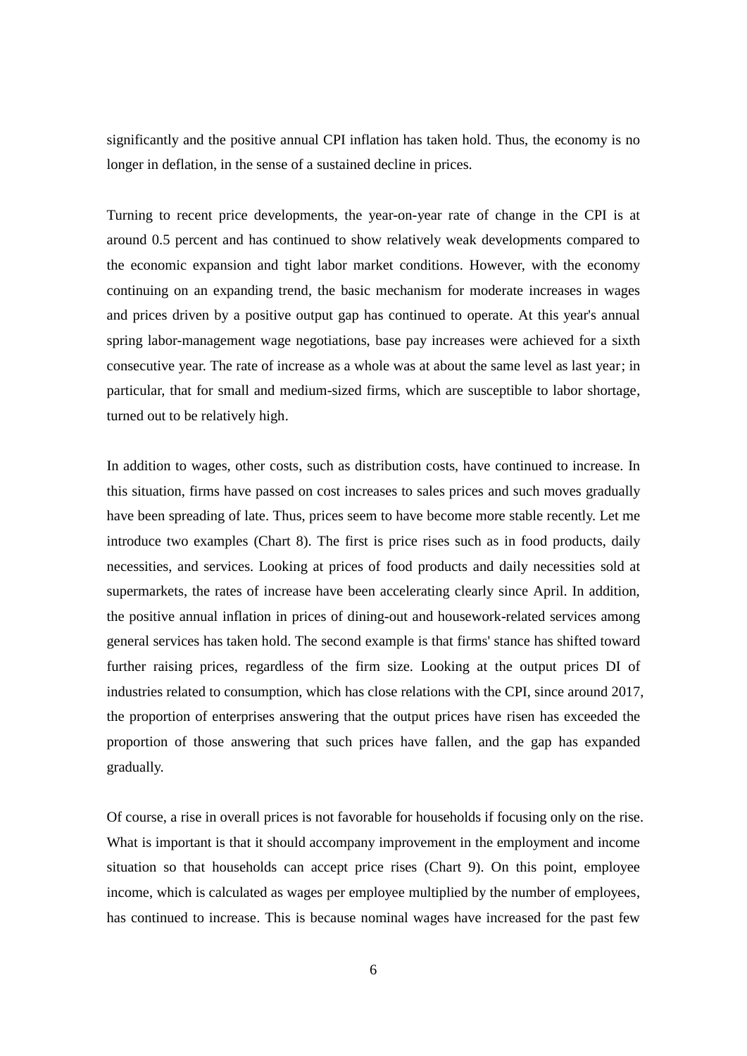significantly and the positive annual CPI inflation has taken hold. Thus, the economy is no longer in deflation, in the sense of a sustained decline in prices.

Turning to recent price developments, the year-on-year rate of change in the CPI is at around 0.5 percent and has continued to show relatively weak developments compared to the economic expansion and tight labor market conditions. However, with the economy continuing on an expanding trend, the basic mechanism for moderate increases in wages and prices driven by a positive output gap has continued to operate. At this year's annual spring labor-management wage negotiations, base pay increases were achieved for a sixth consecutive year. The rate of increase as a whole was at about the same level as last year; in particular, that for small and medium-sized firms, which are susceptible to labor shortage, turned out to be relatively high.

In addition to wages, other costs, such as distribution costs, have continued to increase. In this situation, firms have passed on cost increases to sales prices and such moves gradually have been spreading of late. Thus, prices seem to have become more stable recently. Let me introduce two examples (Chart 8). The first is price rises such as in food products, daily necessities, and services. Looking at prices of food products and daily necessities sold at supermarkets, the rates of increase have been accelerating clearly since April. In addition, the positive annual inflation in prices of dining-out and housework-related services among general services has taken hold. The second example is that firms' stance has shifted toward further raising prices, regardless of the firm size. Looking at the output prices DI of industries related to consumption, which has close relations with the CPI, since around 2017, the proportion of enterprises answering that the output prices have risen has exceeded the proportion of those answering that such prices have fallen, and the gap has expanded gradually.

Of course, a rise in overall prices is not favorable for households if focusing only on the rise. What is important is that it should accompany improvement in the employment and income situation so that households can accept price rises (Chart 9). On this point, employee income, which is calculated as wages per employee multiplied by the number of employees, has continued to increase. This is because nominal wages have increased for the past few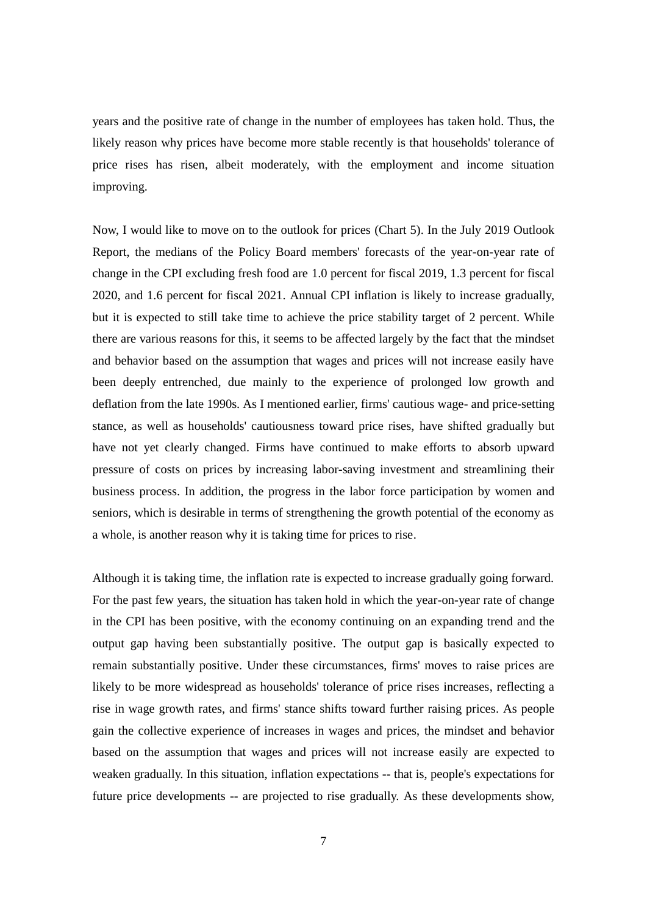years and the positive rate of change in the number of employees has taken hold. Thus, the likely reason why prices have become more stable recently is that households' tolerance of price rises has risen, albeit moderately, with the employment and income situation improving.

Now, I would like to move on to the outlook for prices (Chart 5). In the July 2019 Outlook Report, the medians of the Policy Board members' forecasts of the year-on-year rate of change in the CPI excluding fresh food are 1.0 percent for fiscal 2019, 1.3 percent for fiscal 2020, and 1.6 percent for fiscal 2021. Annual CPI inflation is likely to increase gradually, but it is expected to still take time to achieve the price stability target of 2 percent. While there are various reasons for this, it seems to be affected largely by the fact that the mindset and behavior based on the assumption that wages and prices will not increase easily have been deeply entrenched, due mainly to the experience of prolonged low growth and deflation from the late 1990s. As I mentioned earlier, firms' cautious wage- and price-setting stance, as well as households' cautiousness toward price rises, have shifted gradually but have not yet clearly changed. Firms have continued to make efforts to absorb upward pressure of costs on prices by increasing labor-saving investment and streamlining their business process. In addition, the progress in the labor force participation by women and seniors, which is desirable in terms of strengthening the growth potential of the economy as a whole, is another reason why it is taking time for prices to rise.

Although it is taking time, the inflation rate is expected to increase gradually going forward. For the past few years, the situation has taken hold in which the year-on-year rate of change in the CPI has been positive, with the economy continuing on an expanding trend and the output gap having been substantially positive. The output gap is basically expected to remain substantially positive. Under these circumstances, firms' moves to raise prices are likely to be more widespread as households' tolerance of price rises increases, reflecting a rise in wage growth rates, and firms' stance shifts toward further raising prices. As people gain the collective experience of increases in wages and prices, the mindset and behavior based on the assumption that wages and prices will not increase easily are expected to weaken gradually. In this situation, inflation expectations -- that is, people's expectations for future price developments -- are projected to rise gradually. As these developments show,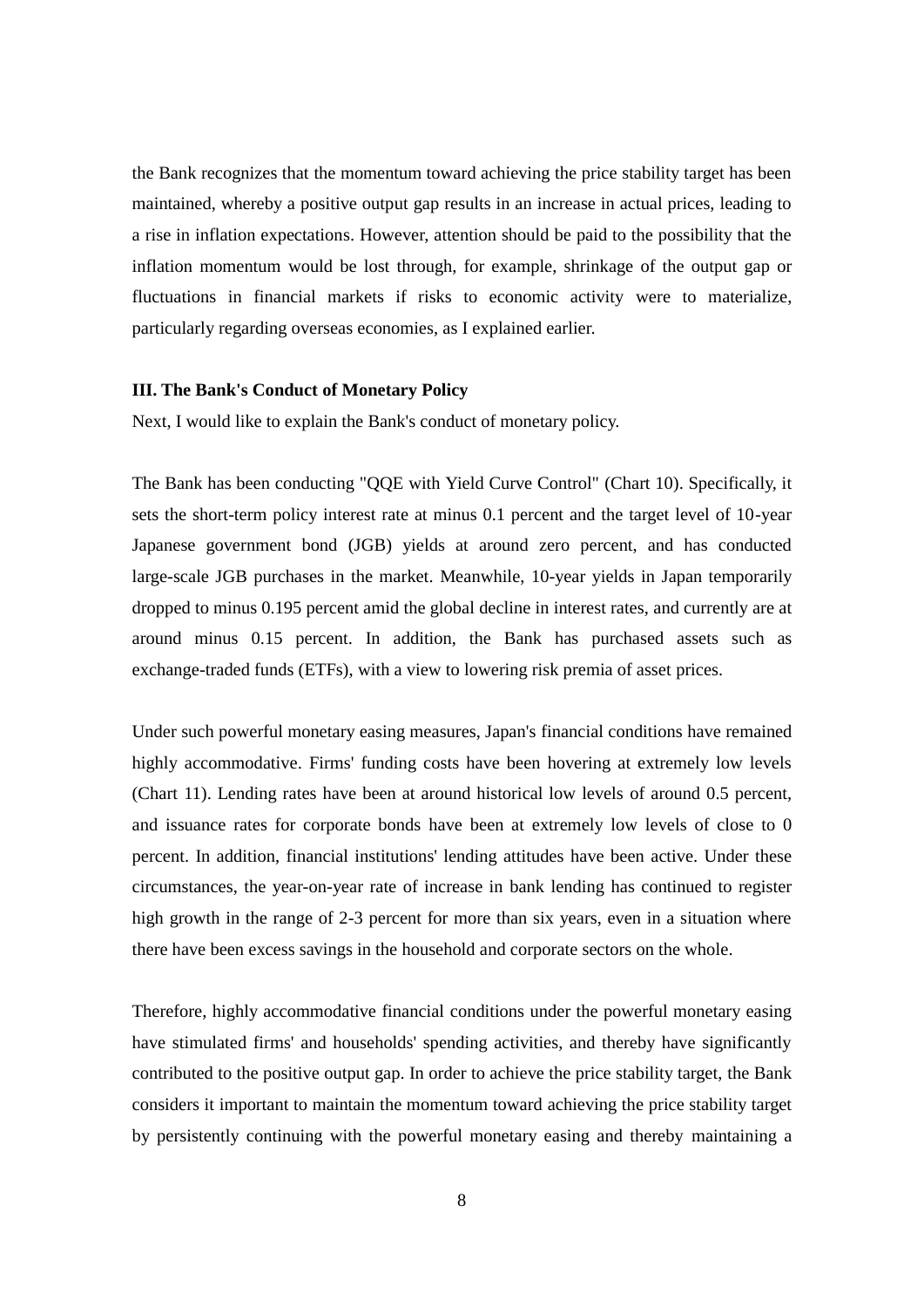the Bank recognizes that the momentum toward achieving the price stability target has been maintained, whereby a positive output gap results in an increase in actual prices, leading to a rise in inflation expectations. However, attention should be paid to the possibility that the inflation momentum would be lost through, for example, shrinkage of the output gap or fluctuations in financial markets if risks to economic activity were to materialize, particularly regarding overseas economies, as I explained earlier.

### III. The Bank's Conduct of Monetary Policy

Next, I would like to explain the Bank's conduct of monetary policy.

The Bank has been conducting "QQE with Yield Curve Control" (Chart 10). Specifically, it sets the short-term policy interest rate at minus 0.1 percent and the target level of 10-year Japanese government bond (JGB) yields at around zero percent, and has conducted large-scale JGB purchases in the market. Meanwhile, 10-year yields in Japan temporarily dropped to minus 0.195 percent amid the global decline in interest rates, and currently are at around minus 0.15 percent. In addition, the Bank has purchased assets such as exchange-traded funds (ETFs), with a view to lowering risk premia of asset prices.

Under such powerful monetary easing measures, Japan's financial conditions have remained highly accommodative. Firms' funding costs have been hovering at extremely low levels (Chart 11). Lending rates have been at around historical low levels of around 0.5 percent, and issuance rates for corporate bonds have been at extremely low levels of close to 0 percent. In addition, financial institutions' lending attitudes have been active. Under these circumstances, the year-on-year rate of increase in bank lending has continued to register high growth in the range of 2-3 percent for more than six years, even in a situation where there have been excess savings in the household and corporate sectors on the whole.

Therefore, highly accommodative financial conditions under the powerful monetary easing have stimulated firms' and households' spending activities, and thereby have significantly contributed to the positive output gap. In order to achieve the price stability target, the Bank considers it important to maintain the momentum toward achieving the price stability target by persistently continuing with the powerful monetary easing and thereby maintaining a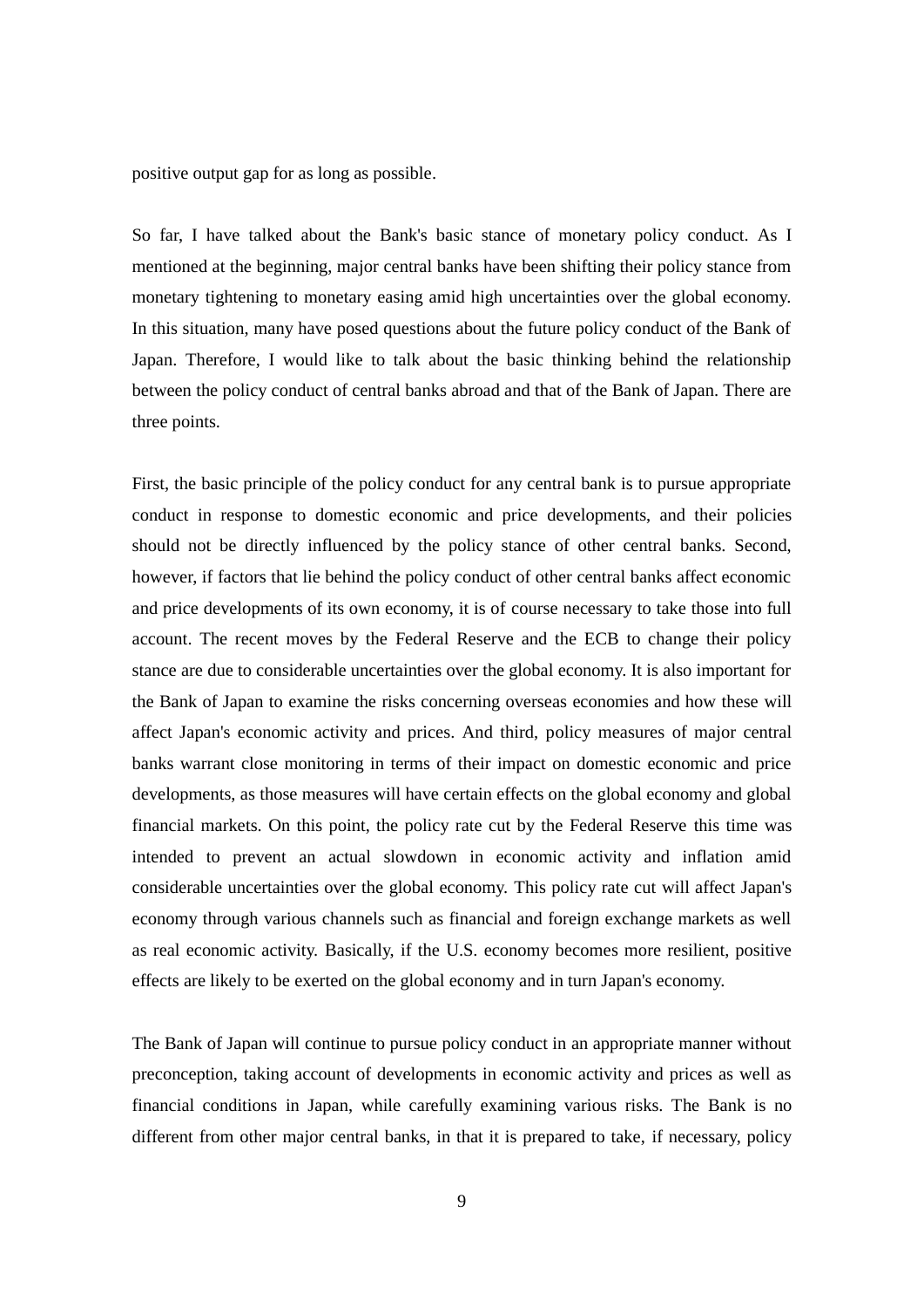positive output gap for as long as possible.

So far, I have talked about the Bank's basic stance of monetary policy conduct. As I mentioned at the beginning, major central banks have been shifting their policy stance from monetary tightening to monetary easing amid high uncertainties over the global economy. In this situation, many have posed questions about the future policy conduct of the Bank of Japan. Therefore, I would like to talk about the basic thinking behind the relationship between the policy conduct of central banks abroad and that of the Bank of Japan. There are three points.

First, the basic principle of the policy conduct for any central bank is to pursue appropriate conduct in response to domestic economic and price developments, and their policies should not be directly influenced by the policy stance of other central banks. Second, however, if factors that lie behind the policy conduct of other central banks affect economic and price developments of its own economy, it is of course necessary to take those into full account. The recent moves by the Federal Reserve and the ECB to change their policy stance are due to considerable uncertainties over the global economy. It is also important for the Bank of Japan to examine the risks concerning overseas economies and how these will affect Japan's economic activity and prices. And third, policy measures of major central banks warrant close monitoring in terms of their impact on domestic economic and price developments, as those measures will have certain effects on the global economy and global financial markets. On this point, the policy rate cut by the Federal Reserve this time was intended to prevent an actual slowdown in economic activity and inflation amid considerable uncertainties over the global economy. This policy rate cut will affect Japan's economy through various channels such as financial and foreign exchange markets as well as real economic activity. Basically, if the U.S. economy becomes more resilient, positive effects are likely to be exerted on the global economy and in turn Japan's economy.

The Bank of Japan will continue to pursue policy conduct in an appropriate manner without preconception, taking account of developments in economic activity and prices as well as financial conditions in Japan, while carefully examining various risks. The Bank is no different from other major central banks, in that it is prepared to take, if necessary, policy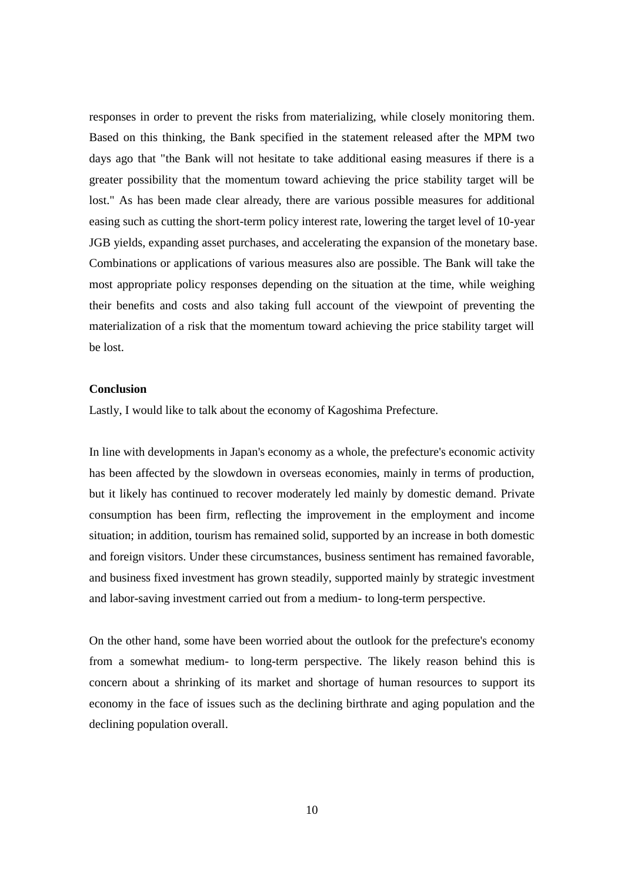responses in order to prevent the risks from materializing, while closely monitoring them. Based on this thinking, the Bank specified in the statement released after the MPM two days ago that "the Bank will not hesitate to take additional easing measures if there is a greater possibility that the momentum toward achieving the price stability target will be lost." As has been made clear already, there are various possible measures for additional easing such as cutting the short-term policy interest rate, lowering the target level of 10-year JGB yields, expanding asset purchases, and accelerating the expansion of the monetary base. Combinations or applications of various measures also are possible. The Bank will take the most appropriate policy responses depending on the situation at the time, while weighing their benefits and costs and also taking full account of the viewpoint of preventing the materialization of a risk that the momentum toward achieving the price stability target will be lost.

**Conclusion**

Lastly, I would like to talk about the economy of Kagoshima Prefecture.

In line with developments in Japan's economy as a whole, the prefecture's economic activity has been affected by the slowdown in overseas economies, mainly in terms of production, but it likely has continued to recover moderately led mainly by domestic demand. Private consumption has been firm, reflecting the improvement in the employment and income situation; in addition, tourism has remained solid, supported by an increase in both domestic and foreign visitors. Under these circumstances, business sentiment has remained favorable, and business fixed investment has grown steadily, supported mainly by strategic investment and labor-saving investment carried out from a medium- to long-term perspective.

On the other hand, some have been worried about the outlook for the prefecture's economy from a somewhat medium- to long-term perspective. The likely reason behind this is concern about a shrinking of its market and shortage of human resources to support its economy in the face of issues such as the declining birthrate and aging population and the declining population overall.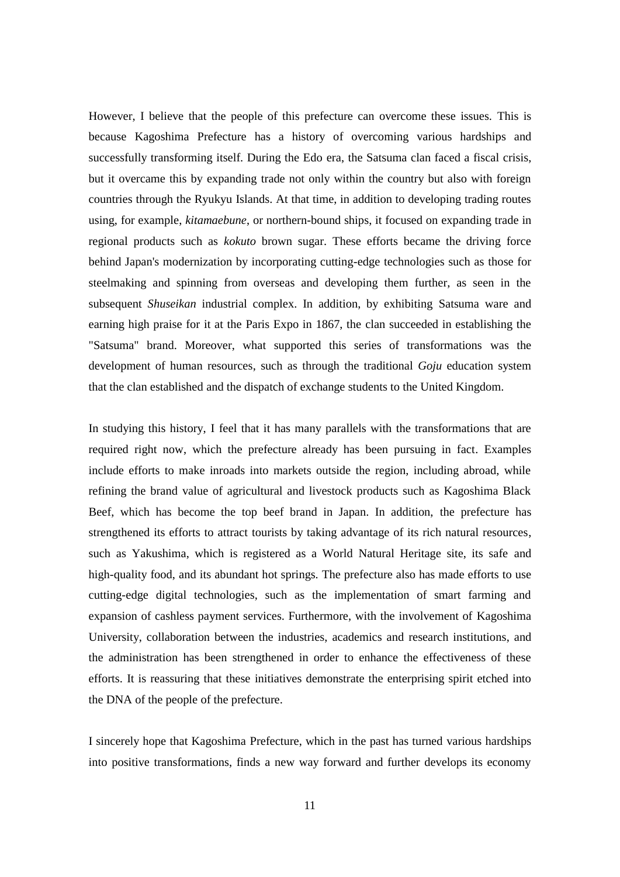However, I believe that the people of this prefecture can overcome these issues. This is because Kagoshima Prefecture has a history of overcoming various hardships and successfully transforming itself. During the Edo era, the Satsuma clan faced a fiscal crisis, but it overcame this by expanding trade not only within the country but also with foreign countries through the Ryukyu Islands. At that time, in addition to developing trading routes using, for example, *kitamaebune*, or northern-bound ships, it focused on expanding trade in regional products such as *kokuto* brown sugar. These efforts became the driving force behind Japan's modernization by incorporating cutting-edge technologies such as those for steelmaking and spinning from overseas and developing them further, as seen in the subsequent *Shuseikan* industrial complex. In addition, by exhibiting Satsuma ware and earning high praise for it at the Paris Expo in 1867, the clan succeeded in establishing the "Satsuma" brand. Moreover, what supported this series of transformations was the development of human resources, such as through the traditional *Goju* education system that the clan established and the dispatch of exchange students to the United Kingdom.

In studying this history, I feel that it has many parallels with the transformations that are required right now, which the prefecture already has been pursuing in fact. Examples include efforts to make inroads into markets outside the region, including abroad, while refining the brand value of agricultural and livestock products such as Kagoshima Black Beef, which has become the top beef brand in Japan. In addition, the prefecture has strengthened its efforts to attract tourists by taking advantage of its rich natural resources, such as Yakushima, which is registered as a World Natural Heritage site, its safe and high-quality food, and its abundant hot springs. The prefecture also has made efforts to use cutting-edge digital technologies, such as the implementation of smart farming and expansion of cashless payment services. Furthermore, with the involvement of Kagoshima University, collaboration between the industries, academics and research institutions, and the administration has been strengthened in order to enhance the effectiveness of these efforts. It is reassuring that these initiatives demonstrate the enterprising spirit etched into the DNA of the people of the prefecture.

I sincerely hope that Kagoshima Prefecture, which in the past has turned various hardships into positive transformations, finds a new way forward and further develops its economy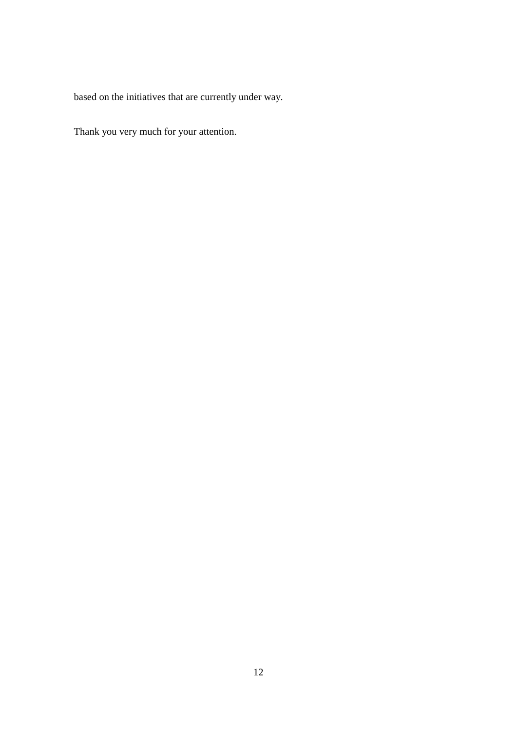based on the initiatives that are currently under way.

Thank you very much for your attention.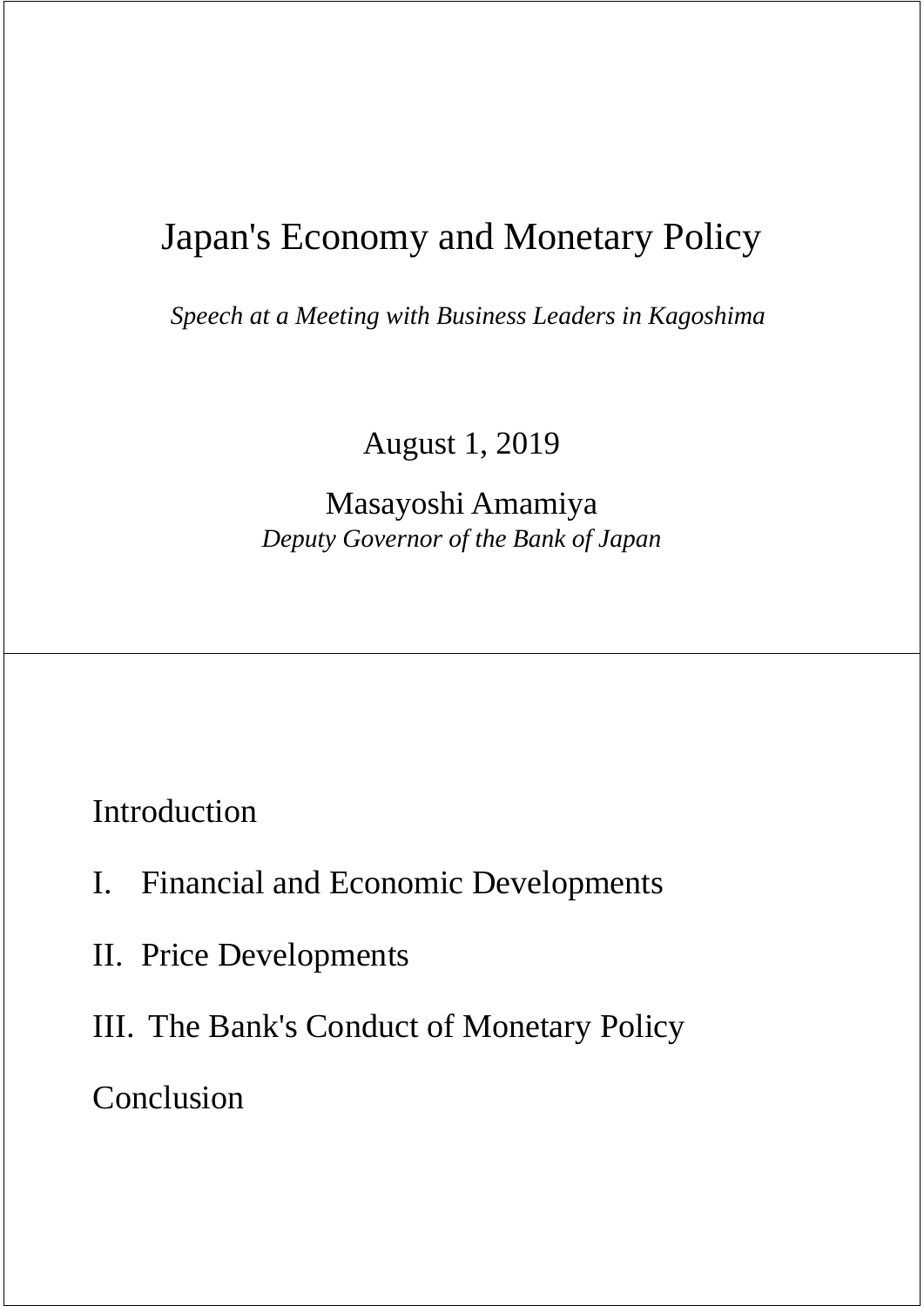# Japan's Economy and Monetary Policy

*Speech at a Meeting with Business Leaders in Kagoshima*

August 1, 2019

Masayoshi Amamiya

*Deputy Governor of the Bank of Japan*

---

Introduction

I. Financial and Economic Developments

II. Price Developments

III. The Bank's Conduct of Monetary Policy

Conclusion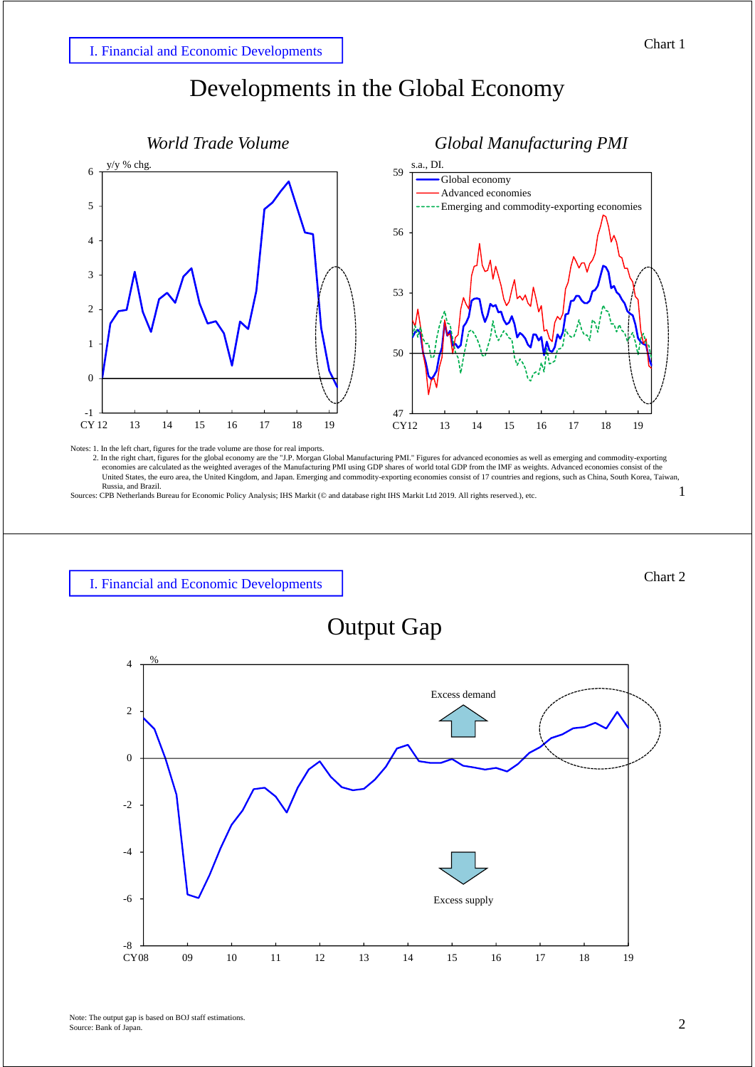I. Financial and Economic Developments

Chart 1

# Developments in the Global Economy

*World Trade Volume*

*Global Manufacturing PMI*

Notes: 1. In the left chart, figures for the trade volume are those for real imports.
2. In the right chart, figures for the global economy are the "J.P. Morgan Global Manufacturing PMI." Figures for advanced economies as well as emerging and commodity-exporting economies are calculated as the weighted averages of the Manufacturing PMI using GDP shares of world total GDP from the IMF as weights. Advanced economies consist of the United States, the euro area, the United Kingdom, and Japan. Emerging and commodity-exporting economies consist of 17 countries and regions, such as China, South Korea, Taiwan, Russia, and Brazil.

Sources: CPB Netherlands Bureau for Economic Policy Analysis; IHS Markit (© and database right IHS Markit Ltd 2019. All rights reserved.), etc.

I. Financial and Economic Developments

Chart 2

# Output Gap

Note: The output gap is based on BOJ staff estimations.

Source: Bank of Japan.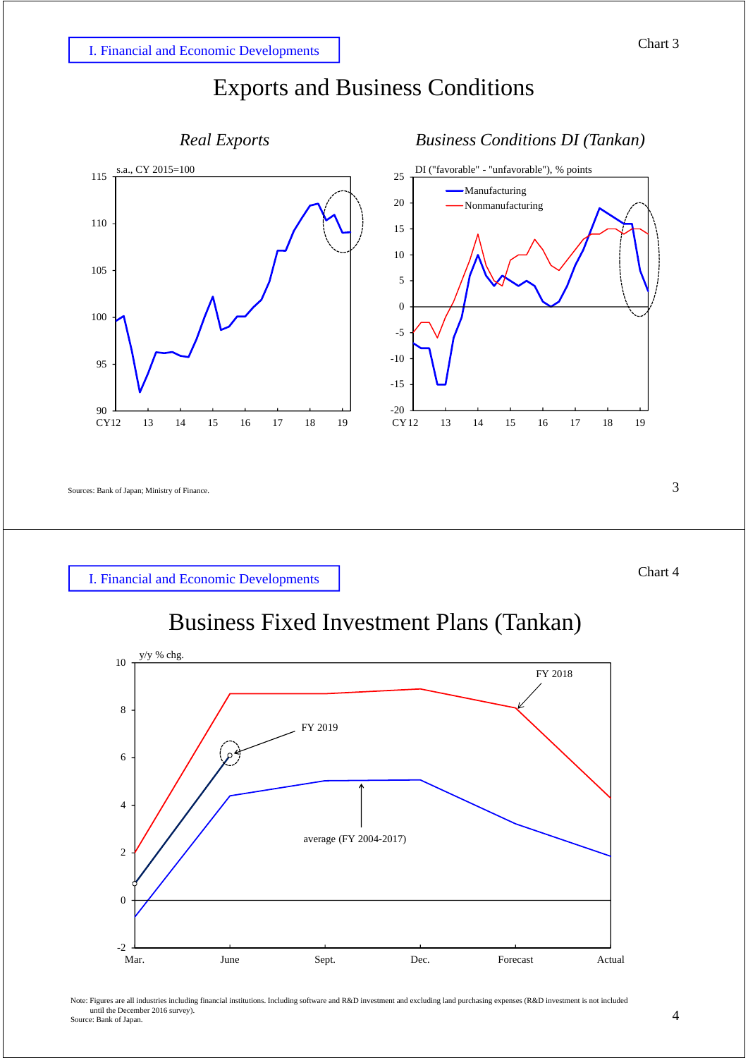I. Financial and Economic Developments

Chart 3

# Exports and Business Conditions

*Real Exports*

s.a., CY 2015=100

*Business Conditions DI (Tankan)*

DI ("favorable" - "unfavorable"), % points

Manufacturing

Nonmanufacturing

Sources: Bank of Japan; Ministry of Finance.

I. Financial and Economic Developments

Chart 4

# Business Fixed Investment Plans (Tankan)

y/y % chg.

FY 2018

FY 2019

average (FY 2004-2017)

Note: Figures are all industries including financial institutions. Including software and R&D investment and excluding land purchasing expenses (R&D investment is not included until the December 2016 survey).
Source: Bank of Japan.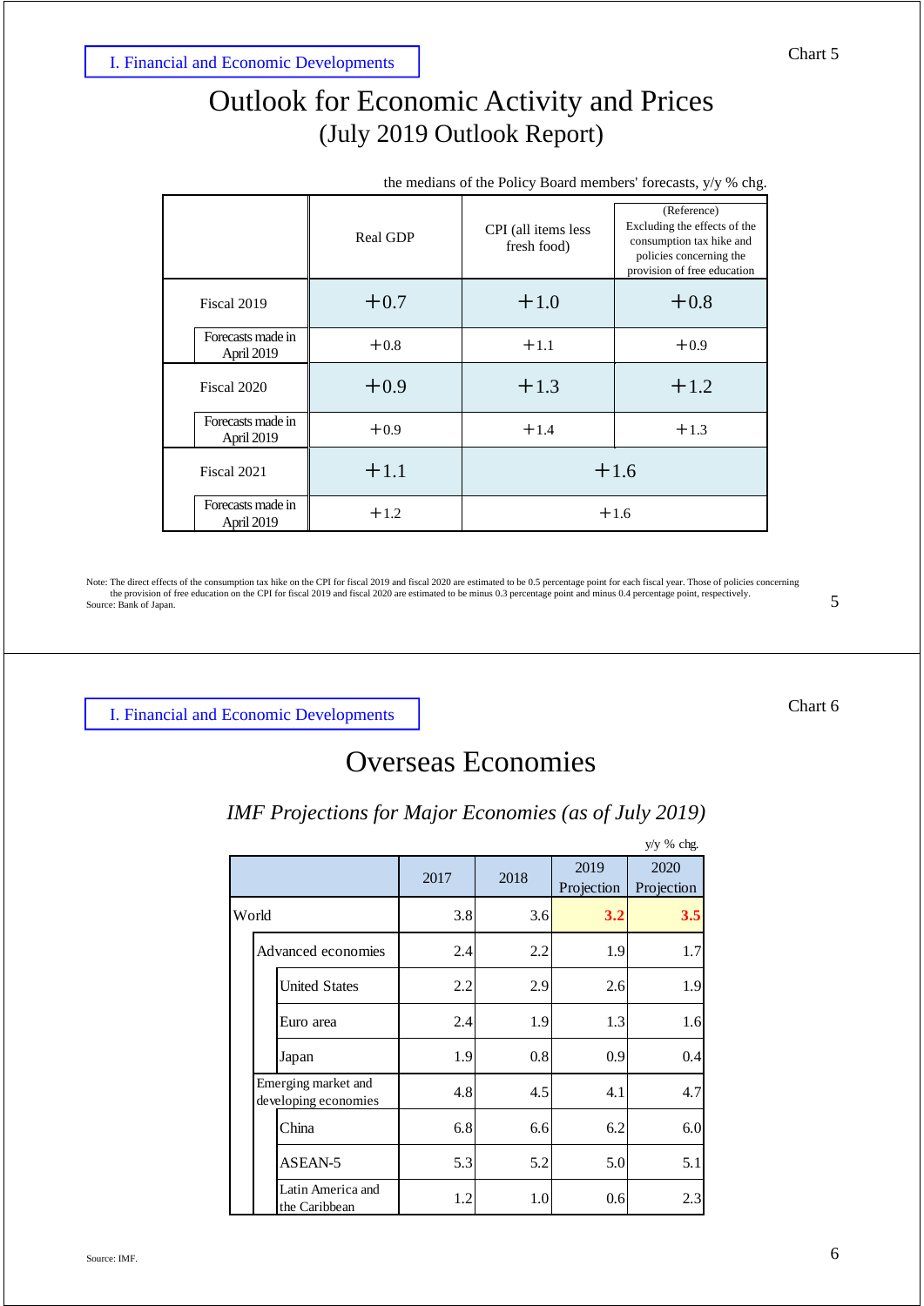I. Financial and Economic Developments

Chart 5

# Outlook for Economic Activity and Prices
## (July 2019 Outlook Report)

the medians of the Policy Board members' forecasts, y/y % chg.

| | Real GDP | CPI (all items less fresh food) | (Reference) Excluding the effects of the consumption tax hike and policies concerning the provision of free education |
|---|---|---|---|
| Fiscal 2019 | +0.7 | +1.0 | +0.8 |
| Forecasts made in April 2019 | +0.8 | +1.1 | +0.9 |
| Fiscal 2020 | +0.9 | +1.3 | +1.2 |
| Forecasts made in April 2019 | +0.9 | +1.4 | +1.3 |
| Fiscal 2021 | +1.1 | +1.6 | |
| Forecasts made in April 2019 | +1.2 | +1.6 | |

Note: The direct effects of the consumption tax hike on the CPI for fiscal 2019 and fiscal 2020 are estimated to be 0.5 percentage point for each fiscal year. Those of policies concerning the provision of free education on the CPI for fiscal 2019 and fiscal 2020 are estimated to be minus 0.3 percentage point and minus 0.4 percentage point, respectively.
Source: Bank of Japan.

I. Financial and Economic Developments

Chart 6

# Overseas Economies

*IMF Projections for Major Economies (as of July 2019)*

y/y % chg.

| | 2017 | 2018 | 2019 Projection | 2020 Projection |
|---|---|---|---|---|
| World | 3.8 | 3.6 | **3.2** | **3.5** |
| Advanced economies | 2.4 | 2.2 | 1.9 | 1.7 |
| United States | 2.2 | 2.9 | 2.6 | 1.9 |
| Euro area | 2.4 | 1.9 | 1.3 | 1.6 |
| Japan | 1.9 | 0.8 | 0.9 | 0.4 |
| Emerging market and developing economies | 4.8 | 4.5 | 4.1 | 4.7 |
| China | 6.8 | 6.6 | 6.2 | 6.0 |
| ASEAN-5 | 5.3 | 5.2 | 5.0 | 5.1 |
| Latin America and the Caribbean | 1.2 | 1.0 | 0.6 | 2.3 |

Source: IMF.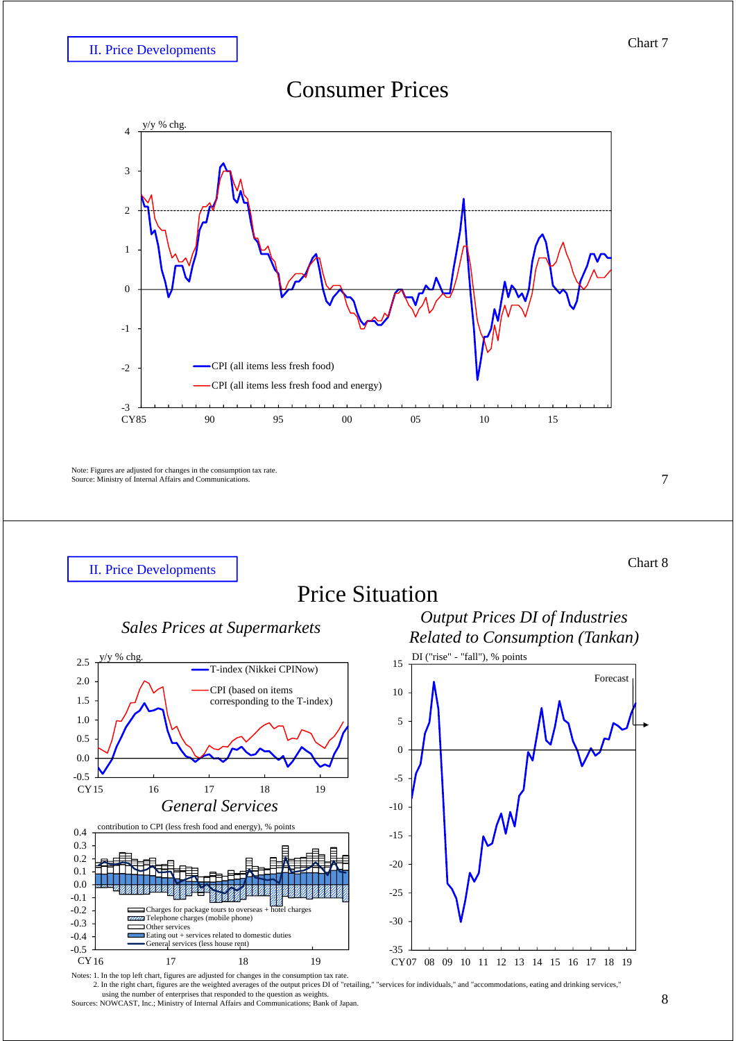II. Price Developments

Chart 7

# Consumer Prices

y/y % chg.

CPI (all items less fresh food)

CPI (all items less fresh food and energy)

CY85 90 95 00 05 10 15

Note: Figures are adjusted for changes in the consumption tax rate.
Source: Ministry of Internal Affairs and Communications.

II. Price Developments

Chart 8

# Price Situation

## *Sales Prices at Supermarkets*

y/y % chg.

T-index (Nikkei CPINow)

CPI (based on items corresponding to the T-index)

CY15 16 17 18 19

## *General Services*

contribution to CPI (less fresh food and energy), % points

Charges for package tours to overseas + hotel charges
Telephone charges (mobile phone)
Other services
Eating out + services related to domestic duties
General services (less house rent)

CY16 17 18 19

## *Output Prices DI of Industries Related to Consumption (Tankan)*

DI ("rise" - "fall"), % points

Forecast

CY07 08 09 10 11 12 13 14 15 16 17 18 19

Notes: 1. In the top left chart, figures are adjusted for changes in the consumption tax rate.
2. In the right chart, figures are the weighted averages of the output prices DI of "retailing," "services for individuals," and "accommodations, eating and drinking services," using the number of enterprises that responded to the question as weights.
Sources: NOWCAST, Inc.; Ministry of Internal Affairs and Communications; Bank of Japan.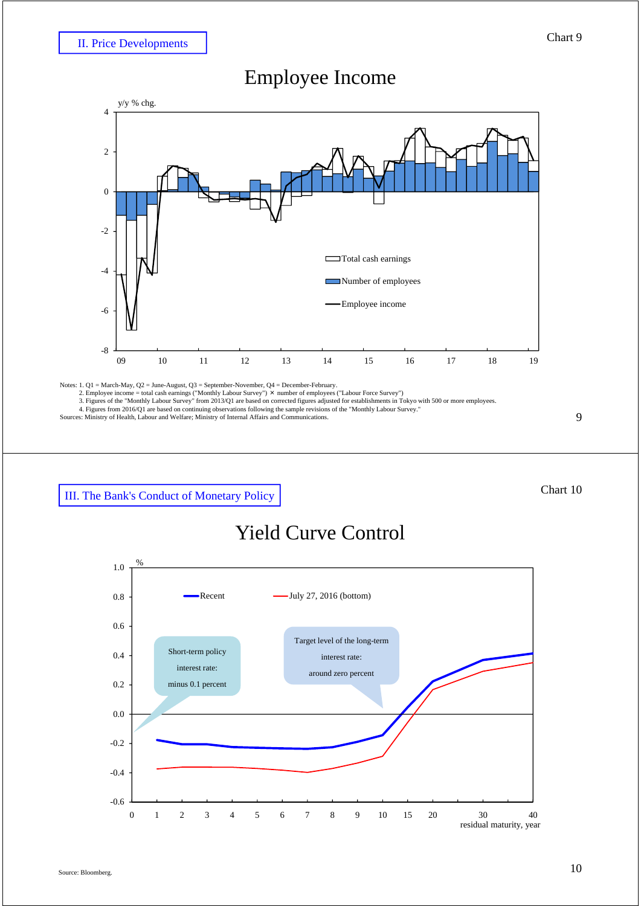II. Price Developments

Chart 9

# Employee Income

y/y % chg.

Total cash earnings

Number of employees

Employee income

Notes: 1. Q1 = March-May, Q2 = June-August, Q3 = September-November, Q4 = December-February.
2. Employee income = total cash earnings ("Monthly Labour Survey") × number of employees ("Labour Force Survey")
3. Figures of the "Monthly Labour Survey" from 2013/Q1 are based on corrected figures adjusted for establishments in Tokyo with 500 or more employees.
4. Figures from 2016/Q1 are based on continuing observations following the sample revisions of the "Monthly Labour Survey."

Sources: Ministry of Health, Labour and Welfare; Ministry of Internal Affairs and Communications.

III. The Bank's Conduct of Monetary Policy

Chart 10

# Yield Curve Control

%

Recent

July 27, 2016 (bottom)

Short-term policy interest rate: minus 0.1 percent

Target level of the long-term interest rate: around zero percent

residual maturity, year

Source: Bloomberg.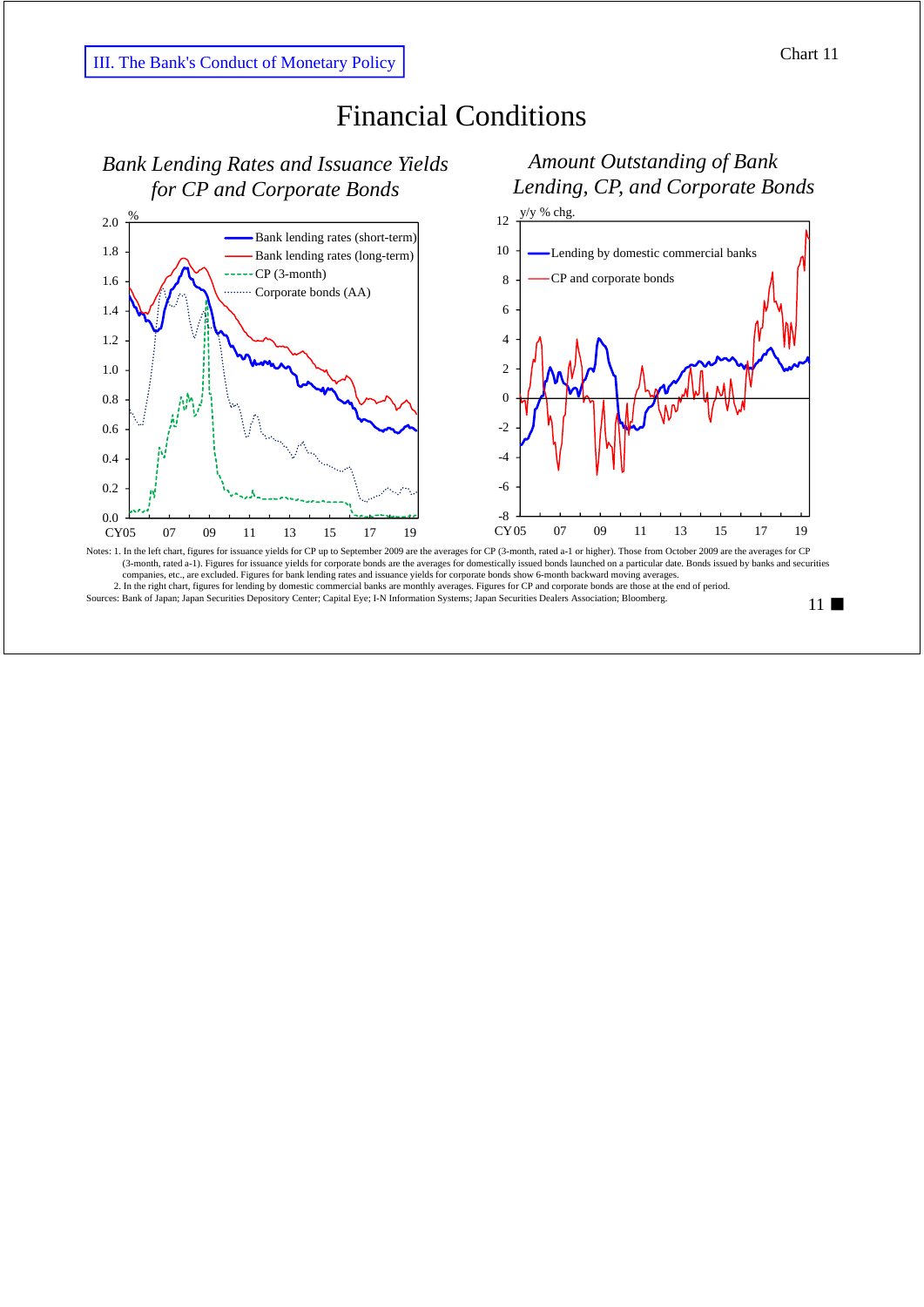III. The Bank's Conduct of Monetary Policy

Chart 11

# Financial Conditions

*Bank Lending Rates and Issuance Yields for CP and Corporate Bonds*

%

2.0
1.8
1.6
1.4
1.2
1.0
0.8
0.6
0.4
0.2
0.0

CY05 07 09 11 13 15 17 19

Bank lending rates (short-term)
Bank lending rates (long-term)
CP (3-month)
Corporate bonds (AA)

*Amount Outstanding of Bank Lending, CP, and Corporate Bonds*

y/y % chg.

12
10
8
6
4
2
0
-2
-4
-6
-8

CY05 07 09 11 13 15 17 19

Lending by domestic commercial banks
CP and corporate bonds

Notes: 1. In the left chart, figures for issuance yields for CP up to September 2009 are the averages for CP (3-month, rated a-1 or higher). Those from October 2009 are the averages for CP (3-month, rated a-1). Figures for issuance yields for corporate bonds are the averages for domestically issued bonds launched on a particular date. Bonds issued by banks and securities companies, etc., are excluded. Figures for bank lending rates and issuance yields for corporate bonds show 6-month backward moving averages.
2. In the right chart, figures for lending by domestic commercial banks are monthly averages. Figures for CP and corporate bonds are those at the end of period.

Sources: Bank of Japan; Japan Securities Depository Center; Capital Eye; I-N Information Systems; Japan Securities Dealers Association; Bloomberg.